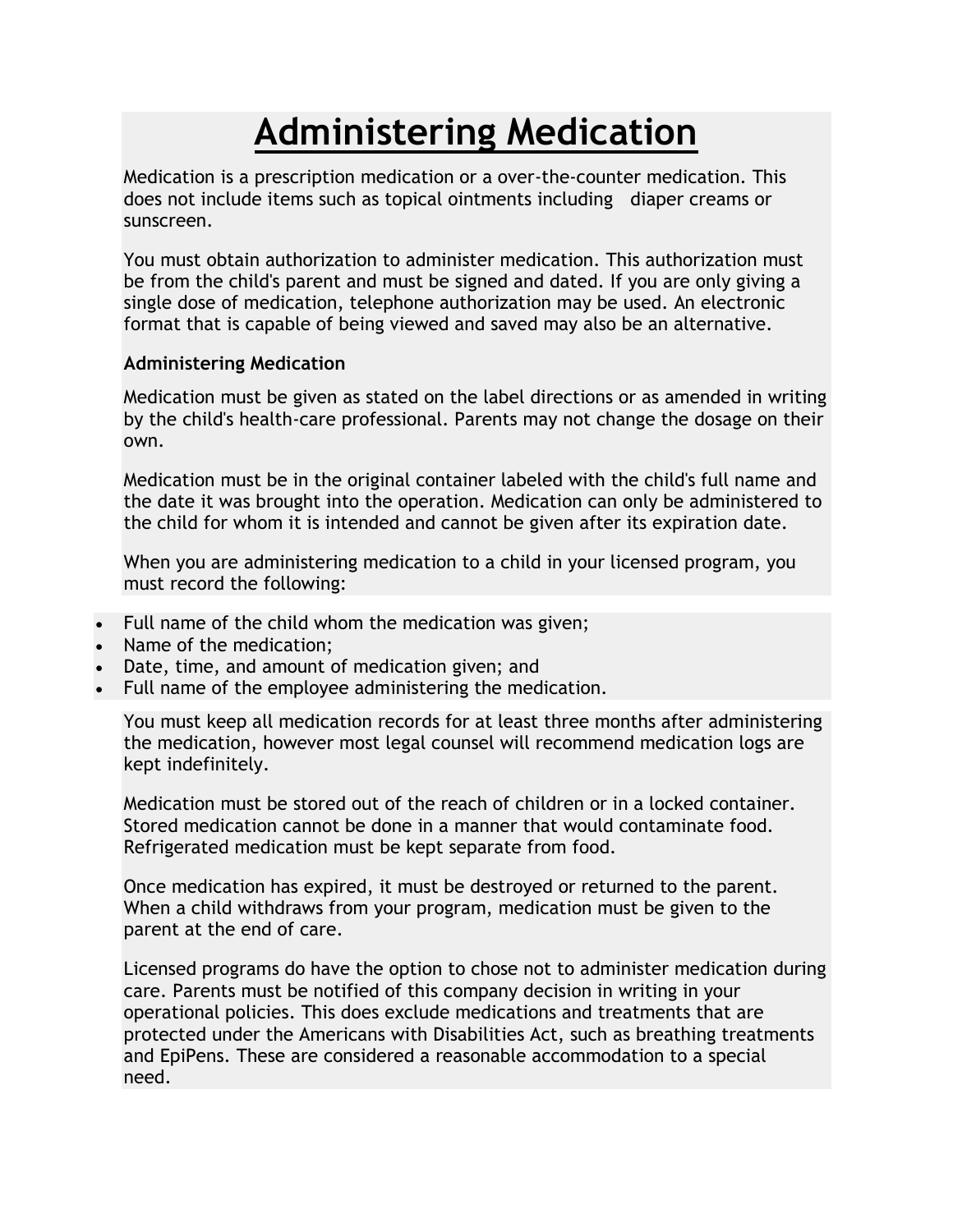# Administering Medication

Medication is a prescription medication or a over-the-counter medication. This does not include items such as topical ointments including diaper creams or sunscreen.

You must obtain authorization to administer medication. This authorization must be from the child's parent and must be signed and dated. If you are only giving a single dose of medication, telephone authorization may be used. An electronic format that is capable of being viewed and saved may also be an alternative.

**Administering Medication**

Medication must be given as stated on the label directions or as amended in writing by the child's health-care professional. Parents may not change the dosage on their own.

Medication must be in the original container labeled with the child's full name and the date it was brought into the operation. Medication can only be administered to the child for whom it is intended and cannot be given after its expiration date.

When you are administering medication to a child in your licensed program, you must record the following:

- Full name of the child whom the medication was given;
- Name of the medication;
- Date, time, and amount of medication given; and
- Full name of the employee administering the medication.

You must keep all medication records for at least three months after administering the medication, however most legal counsel will recommend medication logs are kept indefinitely.

Medication must be stored out of the reach of children or in a locked container. Stored medication cannot be done in a manner that would contaminate food. Refrigerated medication must be kept separate from food.

Once medication has expired, it must be destroyed or returned to the parent. When a child withdraws from your program, medication must be given to the parent at the end of care.

Licensed programs do have the option to chose not to administer medication during care. Parents must be notified of this company decision in writing in your operational policies. This does exclude medications and treatments that are protected under the Americans with Disabilities Act, such as breathing treatments and EpiPens. These are considered a reasonable accommodation to a special need.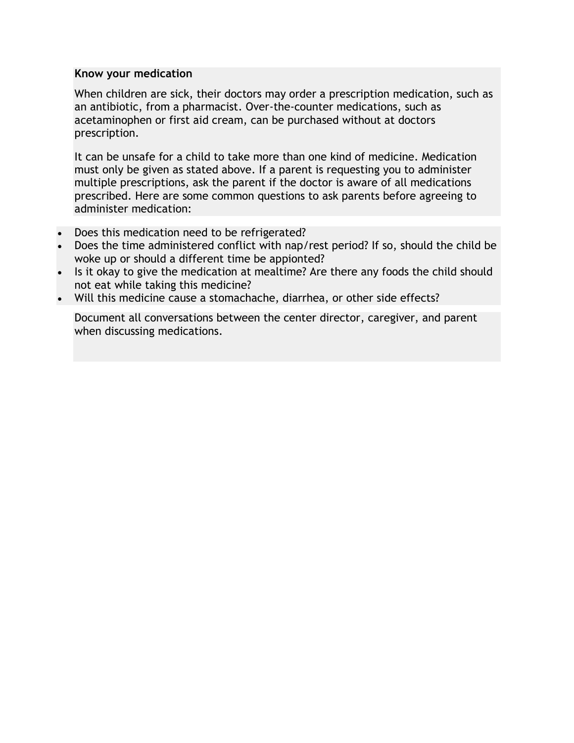**Know your medication**

When children are sick, their doctors may order a prescription medication, such as an antibiotic, from a pharmacist. Over-the-counter medications, such as acetaminophen or first aid cream, can be purchased without at doctors prescription.

It can be unsafe for a child to take more than one kind of medicine. Medication must only be given as stated above. If a parent is requesting you to administer multiple prescriptions, ask the parent if the doctor is aware of all medications prescribed. Here are some common questions to ask parents before agreeing to administer medication:

- Does this medication need to be refrigerated?
- Does the time administered conflict with nap/rest period? If so, should the child be woke up or should a different time be appionted?
- Is it okay to give the medication at mealtime? Are there any foods the child should not eat while taking this medicine?
- Will this medicine cause a stomachache, diarrhea, or other side effects?

Document all conversations between the center director, caregiver, and parent when discussing medications.